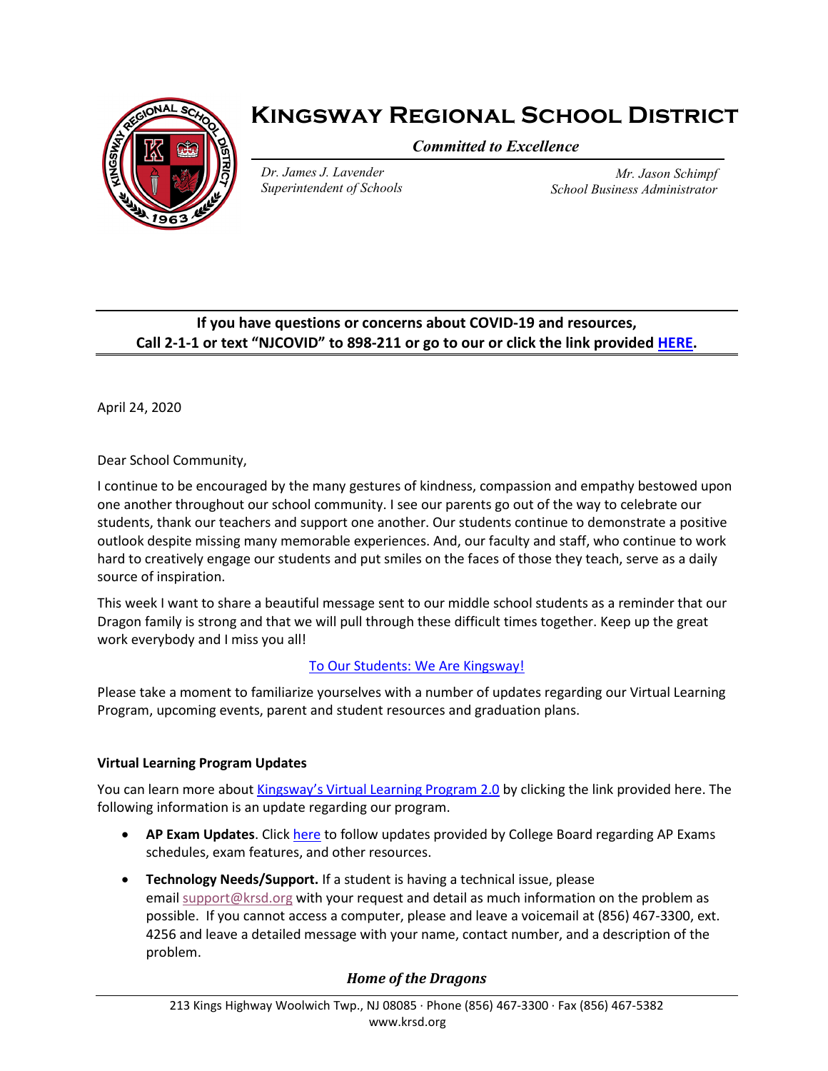# Kingsway Regional School District

*Committed to Excellence*

*Dr. James J. Lavender*
*Superintendent of Schools*

*Mr. Jason Schimpf*
*School Business Administrator*

**If you have questions or concerns about COVID-19 and resources,
Call 2-1-1 or text "NJCOVID" to 898-211 or go to our or click the link provided HERE.**

April 24, 2020

Dear School Community,

I continue to be encouraged by the many gestures of kindness, compassion and empathy bestowed upon one another throughout our school community. I see our parents go out of the way to celebrate our students, thank our teachers and support one another. Our students continue to demonstrate a positive outlook despite missing many memorable experiences. And, our faculty and staff, who continue to work hard to creatively engage our students and put smiles on the faces of those they teach, serve as a daily source of inspiration.

This week I want to share a beautiful message sent to our middle school students as a reminder that our Dragon family is strong and that we will pull through these difficult times together. Keep up the great work everybody and I miss you all!

To Our Students: We Are Kingsway!

Please take a moment to familiarize yourselves with a number of updates regarding our Virtual Learning Program, upcoming events, parent and student resources and graduation plans.

**Virtual Learning Program Updates**

You can learn more about Kingsway's Virtual Learning Program 2.0 by clicking the link provided here. The following information is an update regarding our program.

- **AP Exam Updates**. Click here to follow updates provided by College Board regarding AP Exams schedules, exam features, and other resources.
- **Technology Needs/Support.** If a student is having a technical issue, please email support@krsd.org with your request and detail as much information on the problem as possible. If you cannot access a computer, please and leave a voicemail at (856) 467-3300, ext. 4256 and leave a detailed message with your name, contact number, and a description of the problem.

*Home of the Dragons*

213 Kings Highway Woolwich Twp., NJ 08085 · Phone (856) 467-3300 · Fax (856) 467-5382
www.krsd.org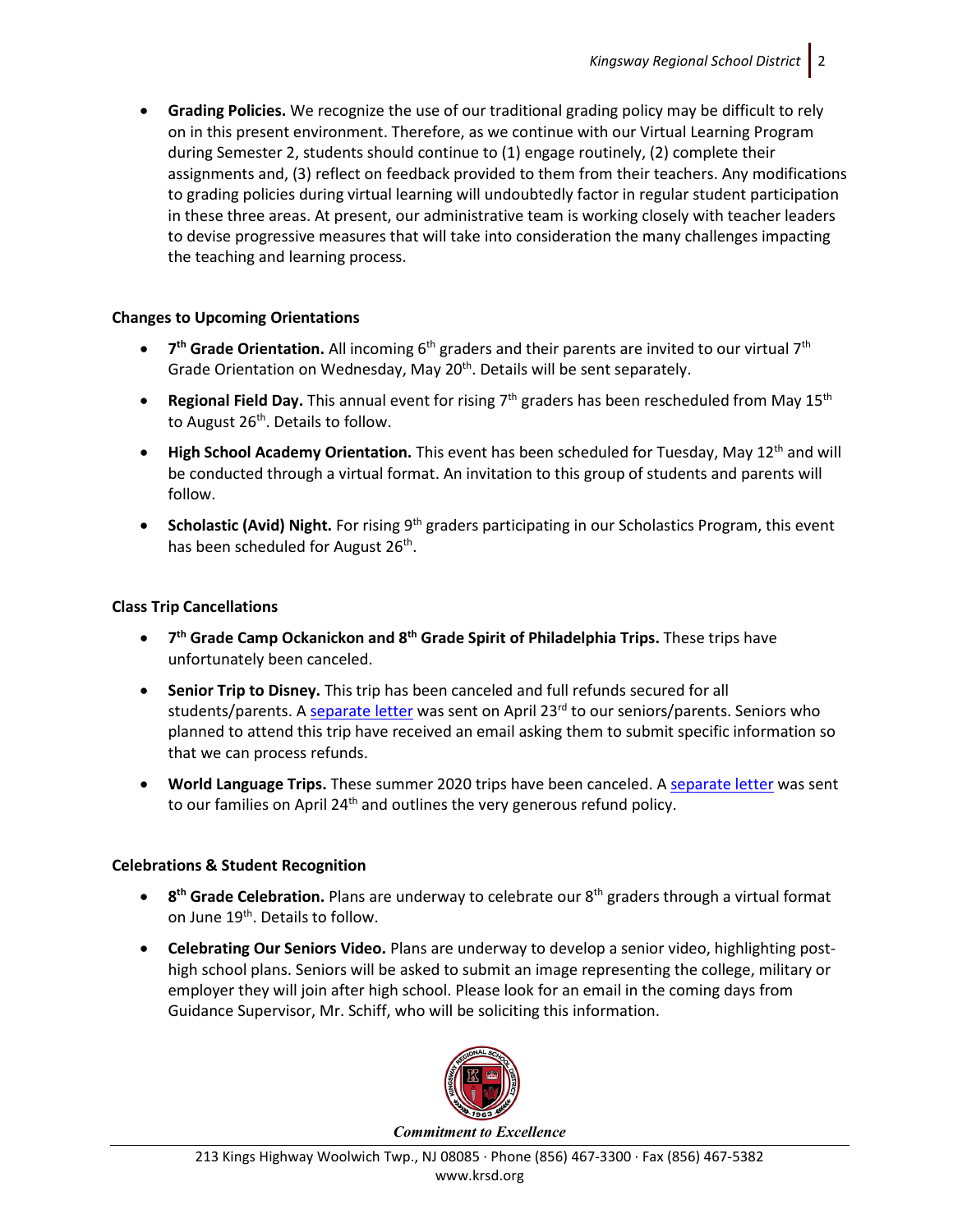- **Grading Policies.** We recognize the use of our traditional grading policy may be difficult to rely on in this present environment. Therefore, as we continue with our Virtual Learning Program during Semester 2, students should continue to (1) engage routinely, (2) complete their assignments and, (3) reflect on feedback provided to them from their teachers. Any modifications to grading policies during virtual learning will undoubtedly factor in regular student participation in these three areas. At present, our administrative team is working closely with teacher leaders to devise progressive measures that will take into consideration the many challenges impacting the teaching and learning process.

**Changes to Upcoming Orientations**

- **7th Grade Orientation.** All incoming 6th graders and their parents are invited to our virtual 7th Grade Orientation on Wednesday, May 20th. Details will be sent separately.
- **Regional Field Day.** This annual event for rising 7th graders has been rescheduled from May 15th to August 26th. Details to follow.
- **High School Academy Orientation.** This event has been scheduled for Tuesday, May 12th and will be conducted through a virtual format. An invitation to this group of students and parents will follow.
- **Scholastic (Avid) Night.** For rising 9th graders participating in our Scholastics Program, this event has been scheduled for August 26th.

**Class Trip Cancellations**

- **7th Grade Camp Ockanickon and 8th Grade Spirit of Philadelphia Trips.** These trips have unfortunately been canceled.
- **Senior Trip to Disney.** This trip has been canceled and full refunds secured for all students/parents. A separate letter was sent on April 23rd to our seniors/parents. Seniors who planned to attend this trip have received an email asking them to submit specific information so that we can process refunds.
- **World Language Trips.** These summer 2020 trips have been canceled. A separate letter was sent to our families on April 24th and outlines the very generous refund policy.

**Celebrations & Student Recognition**

- **8th Grade Celebration.** Plans are underway to celebrate our 8th graders through a virtual format on June 19th. Details to follow.
- **Celebrating Our Seniors Video.** Plans are underway to develop a senior video, highlighting post-high school plans. Seniors will be asked to submit an image representing the college, military or employer they will join after high school. Please look for an email in the coming days from Guidance Supervisor, Mr. Schiff, who will be soliciting this information.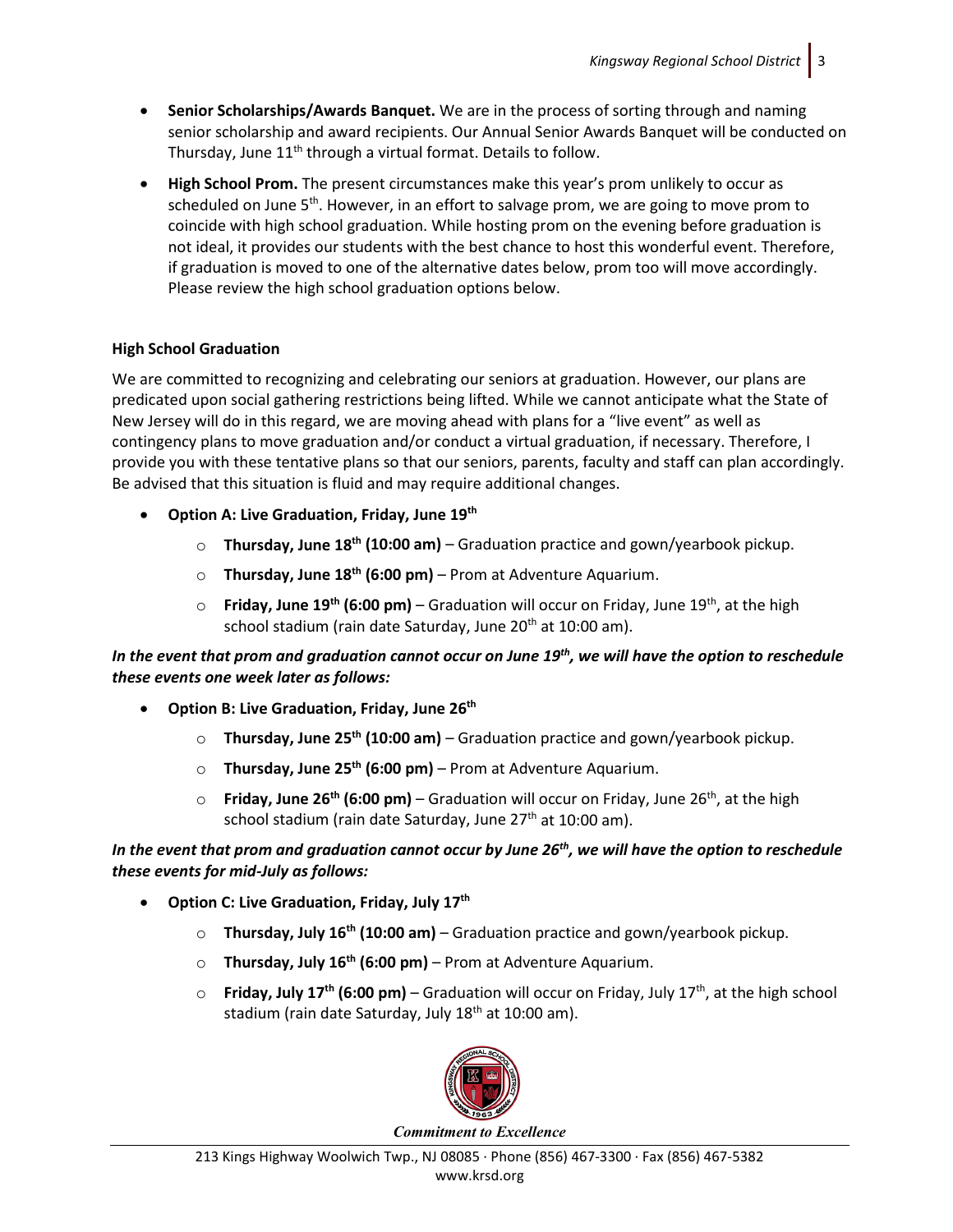- **Senior Scholarships/Awards Banquet.** We are in the process of sorting through and naming senior scholarship and award recipients. Our Annual Senior Awards Banquet will be conducted on Thursday, June 11th through a virtual format. Details to follow.
- **High School Prom.** The present circumstances make this year's prom unlikely to occur as scheduled on June 5th. However, in an effort to salvage prom, we are going to move prom to coincide with high school graduation. While hosting prom on the evening before graduation is not ideal, it provides our students with the best chance to host this wonderful event. Therefore, if graduation is moved to one of the alternative dates below, prom too will move accordingly. Please review the high school graduation options below.

**High School Graduation**

We are committed to recognizing and celebrating our seniors at graduation. However, our plans are predicated upon social gathering restrictions being lifted. While we cannot anticipate what the State of New Jersey will do in this regard, we are moving ahead with plans for a "live event" as well as contingency plans to move graduation and/or conduct a virtual graduation, if necessary. Therefore, I provide you with these tentative plans so that our seniors, parents, faculty and staff can plan accordingly. Be advised that this situation is fluid and may require additional changes.

- **Option A: Live Graduation, Friday, June 19th**
  - **Thursday, June 18th (10:00 am)** – Graduation practice and gown/yearbook pickup.
  - **Thursday, June 18th (6:00 pm)** – Prom at Adventure Aquarium.
  - **Friday, June 19th (6:00 pm)** – Graduation will occur on Friday, June 19th, at the high school stadium (rain date Saturday, June 20th at 10:00 am).

***In the event that prom and graduation cannot occur on June 19th, we will have the option to reschedule these events one week later as follows:***

- **Option B: Live Graduation, Friday, June 26th**
  - **Thursday, June 25th (10:00 am)** – Graduation practice and gown/yearbook pickup.
  - **Thursday, June 25th (6:00 pm)** – Prom at Adventure Aquarium.
  - **Friday, June 26th (6:00 pm)** – Graduation will occur on Friday, June 26th, at the high school stadium (rain date Saturday, June 27th at 10:00 am).

***In the event that prom and graduation cannot occur by June 26th, we will have the option to reschedule these events for mid-July as follows:***

- **Option C: Live Graduation, Friday, July 17th**
  - **Thursday, July 16th (10:00 am)** – Graduation practice and gown/yearbook pickup.
  - **Thursday, July 16th (6:00 pm)** – Prom at Adventure Aquarium.
  - **Friday, July 17th (6:00 pm)** – Graduation will occur on Friday, July 17th, at the high school stadium (rain date Saturday, July 18th at 10:00 am).

*Commitment to Excellence*

213 Kings Highway Woolwich Twp., NJ 08085 · Phone (856) 467-3300 · Fax (856) 467-5382
www.krsd.org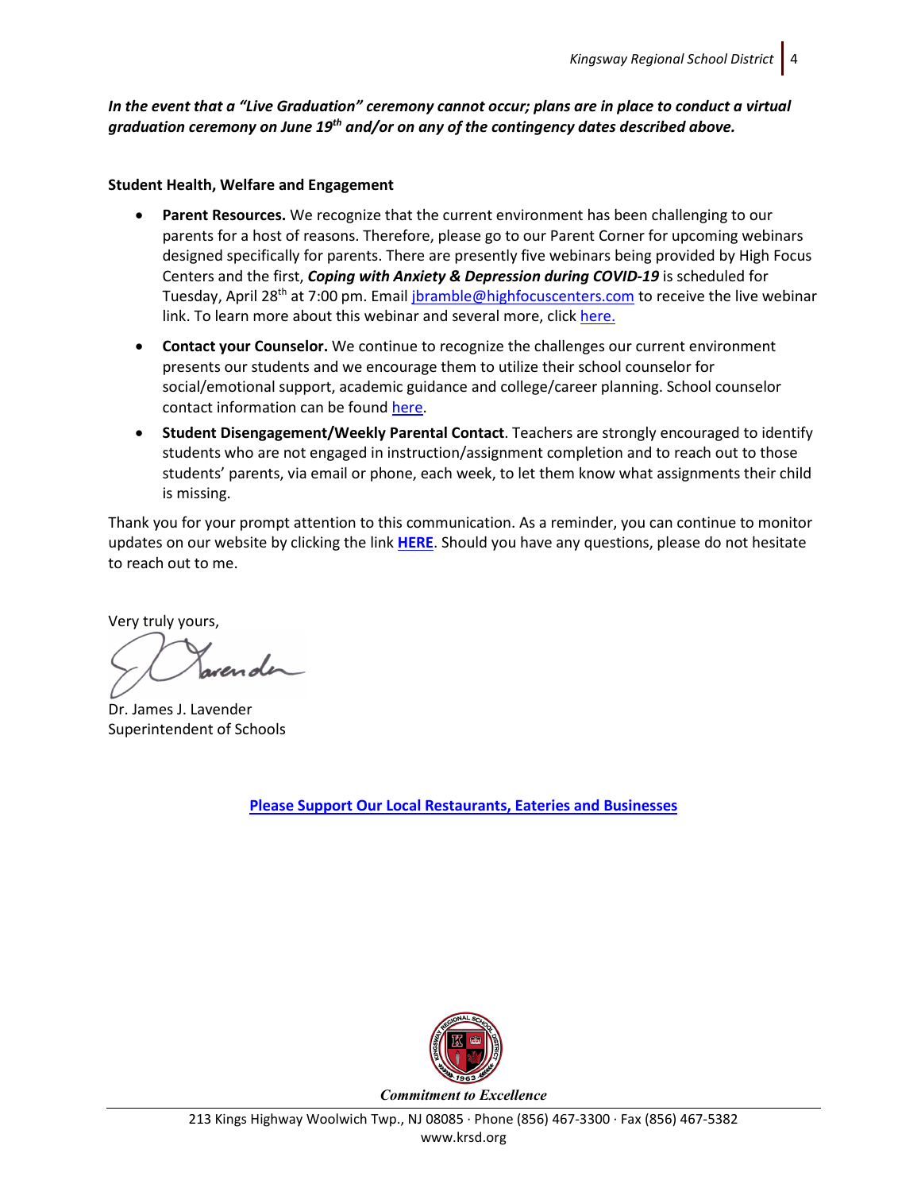***In the event that a "Live Graduation" ceremony cannot occur; plans are in place to conduct a virtual graduation ceremony on June 19th and/or on any of the contingency dates described above.***

**Student Health, Welfare and Engagement**

- **Parent Resources.** We recognize that the current environment has been challenging to our parents for a host of reasons. Therefore, please go to our Parent Corner for upcoming webinars designed specifically for parents. There are presently five webinars being provided by High Focus Centers and the first, ***Coping with Anxiety & Depression during COVID-19*** is scheduled for Tuesday, April 28th at 7:00 pm. Email jbramble@highfocuscenters.com to receive the live webinar link. To learn more about this webinar and several more, click here.
- **Contact your Counselor.** We continue to recognize the challenges our current environment presents our students and we encourage them to utilize their school counselor for social/emotional support, academic guidance and college/career planning. School counselor contact information can be found here.
- **Student Disengagement/Weekly Parental Contact**. Teachers are strongly encouraged to identify students who are not engaged in instruction/assignment completion and to reach out to those students' parents, via email or phone, each week, to let them know what assignments their child is missing.

Thank you for your prompt attention to this communication. As a reminder, you can continue to monitor updates on our website by clicking the link **HERE**. Should you have any questions, please do not hesitate to reach out to me.

Very truly yours,

Dr. James J. Lavender
Superintendent of Schools

**Please Support Our Local Restaurants, Eateries and Businesses**

*Commitment to Excellence*

213 Kings Highway Woolwich Twp., NJ 08085 · Phone (856) 467-3300 · Fax (856) 467-5382
www.krsd.org